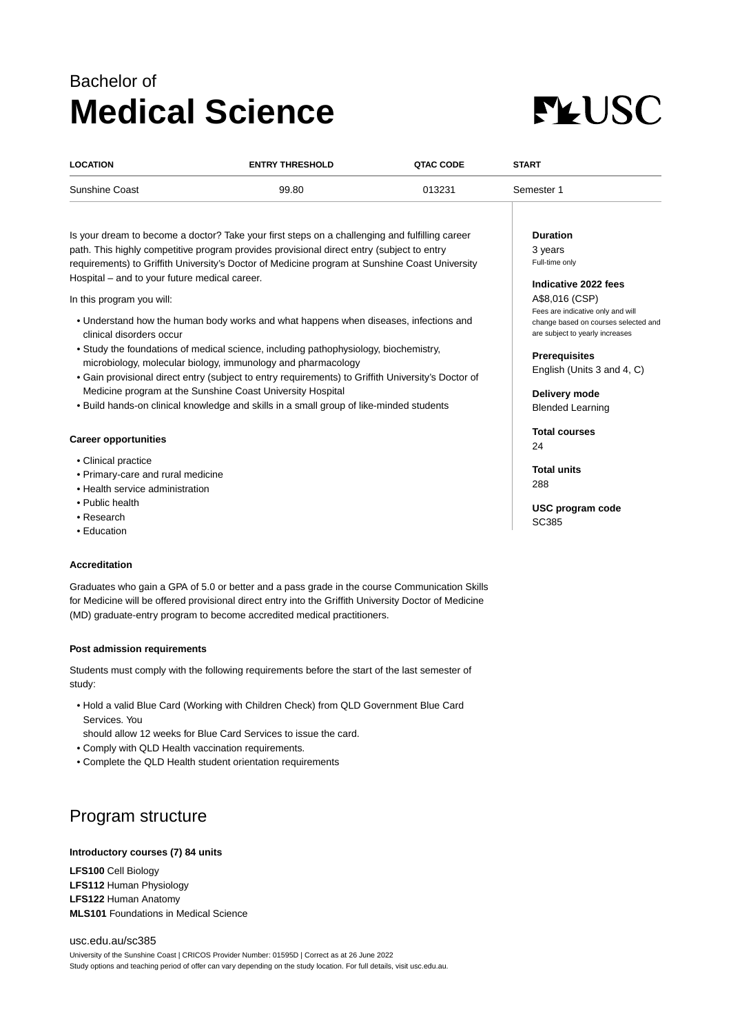Bachelor of

# Medical Science

| LOCATION | ENTRY THRESHOLD | QTAC CODE | START |
|---|---|---|---|
| Sunshine Coast | 99.80 | 013231 | Semester 1 |

Is your dream to become a doctor? Take your first steps on a challenging and fulfilling career path. This highly competitive program provides provisional direct entry (subject to entry requirements) to Griffith University's Doctor of Medicine program at Sunshine Coast University Hospital – and to your future medical career.

In this program you will:

- Understand how the human body works and what happens when diseases, infections and clinical disorders occur
- Study the foundations of medical science, including pathophysiology, biochemistry, microbiology, molecular biology, immunology and pharmacology
- Gain provisional direct entry (subject to entry requirements) to Griffith University's Doctor of Medicine program at the Sunshine Coast University Hospital
- Build hands-on clinical knowledge and skills in a small group of like-minded students

**Duration**
3 years
Full-time only

**Indicative 2022 fees**
A$8,016 (CSP)
Fees are indicative only and will change based on courses selected and are subject to yearly increases

**Prerequisites**
English (Units 3 and 4, C)

**Delivery mode**
Blended Learning

**Total courses**
24

**Total units**
288

**USC program code**
SC385

### Career opportunities

- Clinical practice
- Primary-care and rural medicine
- Health service administration
- Public health
- Research
- Education

### Accreditation

Graduates who gain a GPA of 5.0 or better and a pass grade in the course Communication Skills for Medicine will be offered provisional direct entry into the Griffith University Doctor of Medicine (MD) graduate-entry program to become accredited medical practitioners.

### Post admission requirements

Students must comply with the following requirements before the start of the last semester of study:

- Hold a valid Blue Card (Working with Children Check) from QLD Government Blue Card Services. You
  should allow 12 weeks for Blue Card Services to issue the card.
- Comply with QLD Health vaccination requirements.
- Complete the QLD Health student orientation requirements

## Program structure

**Introductory courses (7) 84 units**

**LFS100** Cell Biology
**LFS112** Human Physiology
**LFS122** Human Anatomy
**MLS101** Foundations in Medical Science

usc.edu.au/sc385
University of the Sunshine Coast | CRICOS Provider Number: 01595D | Correct as at 26 June 2022
Study options and teaching period of offer can vary depending on the study location. For full details, visit usc.edu.au.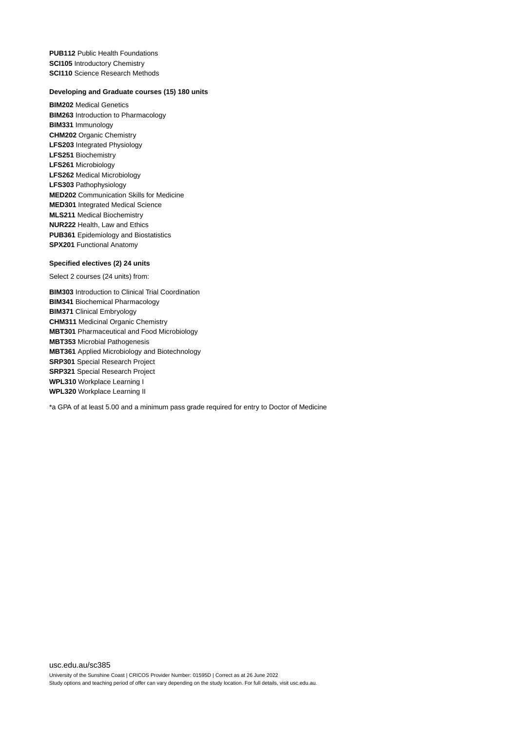**PUB112** Public Health Foundations
**SCI105** Introductory Chemistry
**SCI110** Science Research Methods

**Developing and Graduate courses (15) 180 units**

**BIM202** Medical Genetics
**BIM263** Introduction to Pharmacology
**BIM331** Immunology
**CHM202** Organic Chemistry
**LFS203** Integrated Physiology
**LFS251** Biochemistry
**LFS261** Microbiology
**LFS262** Medical Microbiology
**LFS303** Pathophysiology
**MED202** Communication Skills for Medicine
**MED301** Integrated Medical Science
**MLS211** Medical Biochemistry
**NUR222** Health, Law and Ethics
**PUB361** Epidemiology and Biostatistics
**SPX201** Functional Anatomy

**Specified electives (2) 24 units**

Select 2 courses (24 units) from:

**BIM303** Introduction to Clinical Trial Coordination
**BIM341** Biochemical Pharmacology
**BIM371** Clinical Embryology
**CHM311** Medicinal Organic Chemistry
**MBT301** Pharmaceutical and Food Microbiology
**MBT353** Microbial Pathogenesis
**MBT361** Applied Microbiology and Biotechnology
**SRP301** Special Research Project
**SRP321** Special Research Project
**WPL310** Workplace Learning I
**WPL320** Workplace Learning II

*a GPA of at least 5.00 and a minimum pass grade required for entry to Doctor of Medicine

usc.edu.au/sc385

University of the Sunshine Coast | CRICOS Provider Number: 01595D | Correct as at 26 June 2022
Study options and teaching period of offer can vary depending on the study location. For full details, visit usc.edu.au.